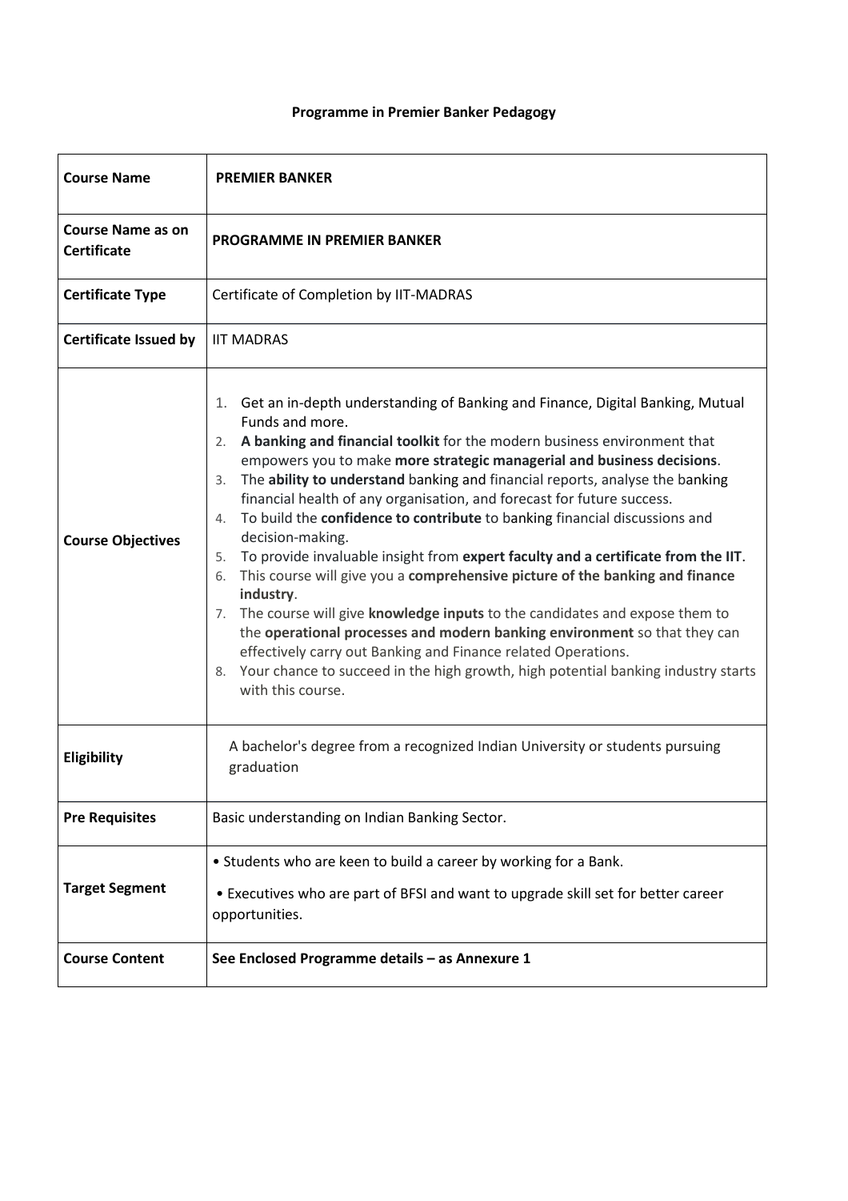# Programme in Premier Banker Pedagogy

| **Course Name** | **PREMIER BANKER** |
|---|---|
| **Course Name as on Certificate** | **PROGRAMME IN PREMIER BANKER** |
| **Certificate Type** | Certificate of Completion by IIT-MADRAS |
| **Certificate Issued by** | IIT MADRAS |
| **Course Objectives** | 1. Get an in-depth understanding of Banking and Finance, Digital Banking, Mutual Funds and more.<br>2. **A banking and financial toolkit** for the modern business environment that empowers you to make **more strategic managerial and business decisions**.<br>3. The **ability to understand** banking and financial reports, analyse the banking financial health of any organisation, and forecast for future success.<br>4. To build the **confidence to contribute** to banking financial discussions and decision-making.<br>5. To provide invaluable insight from **expert faculty and a certificate from the IIT**.<br>6. This course will give you a **comprehensive picture of the banking and finance industry**.<br>7. The course will give **knowledge inputs** to the candidates and expose them to the **operational processes and modern banking environment** so that they can effectively carry out Banking and Finance related Operations.<br>8. Your chance to succeed in the high growth, high potential banking industry starts with this course. |
| **Eligibility** | A bachelor's degree from a recognized Indian University or students pursuing graduation |
| **Pre Requisites** | Basic understanding on Indian Banking Sector. |
| **Target Segment** | • Students who are keen to build a career by working for a Bank.<br>• Executives who are part of BFSI and want to upgrade skill set for better career opportunities. |
| **Course Content** | **See Enclosed Programme details – as Annexure 1** |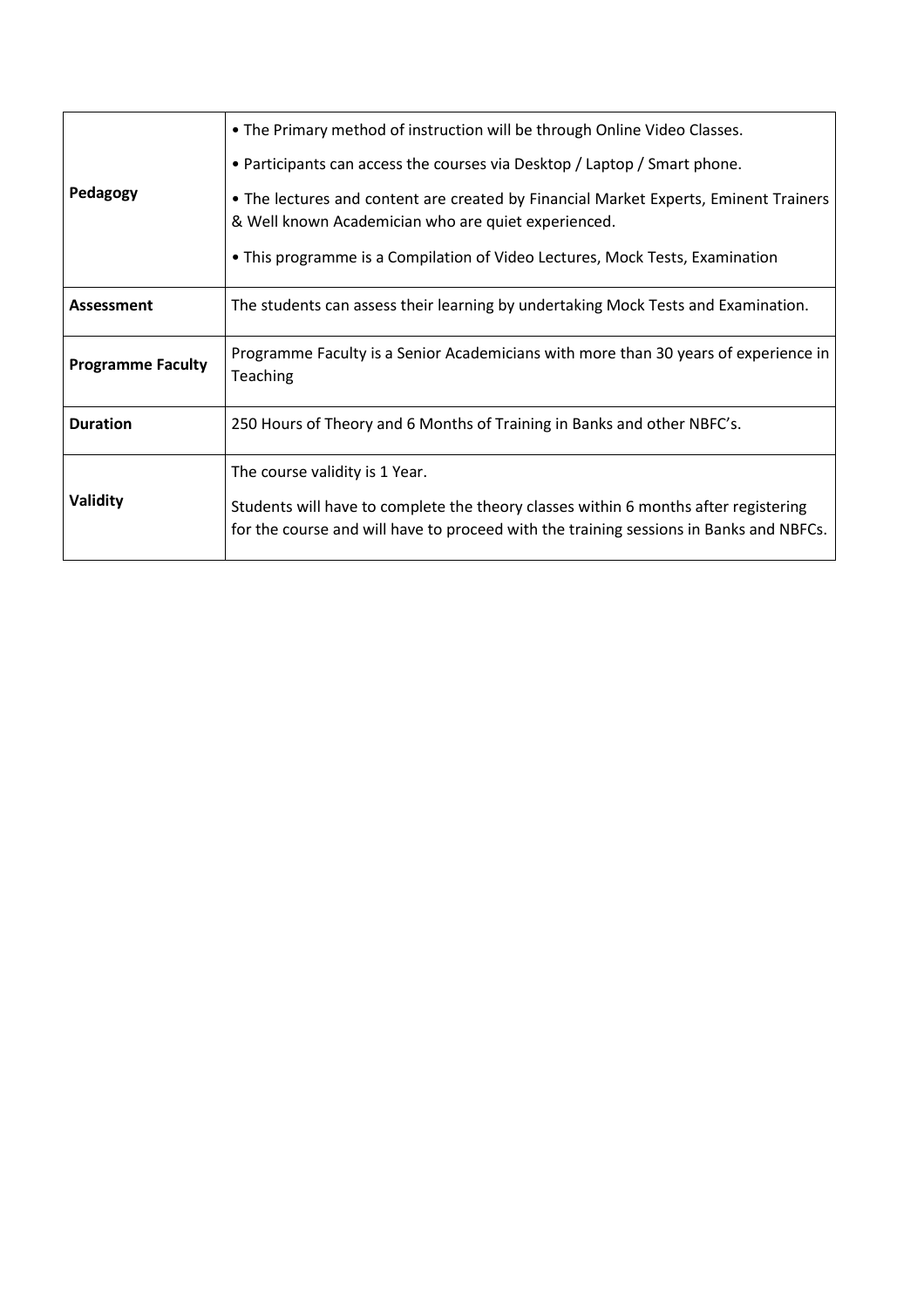| | |
|---|---|
| **Pedagogy** | • The Primary method of instruction will be through Online Video Classes.<br>• Participants can access the courses via Desktop / Laptop / Smart phone.<br>• The lectures and content are created by Financial Market Experts, Eminent Trainers & Well known Academician who are quiet experienced.<br>• This programme is a Compilation of Video Lectures, Mock Tests, Examination |
| **Assessment** | The students can assess their learning by undertaking Mock Tests and Examination. |
| **Programme Faculty** | Programme Faculty is a Senior Academicians with more than 30 years of experience in Teaching |
| **Duration** | 250 Hours of Theory and 6 Months of Training in Banks and other NBFC's. |
| **Validity** | The course validity is 1 Year.<br>Students will have to complete the theory classes within 6 months after registering for the course and will have to proceed with the training sessions in Banks and NBFCs. |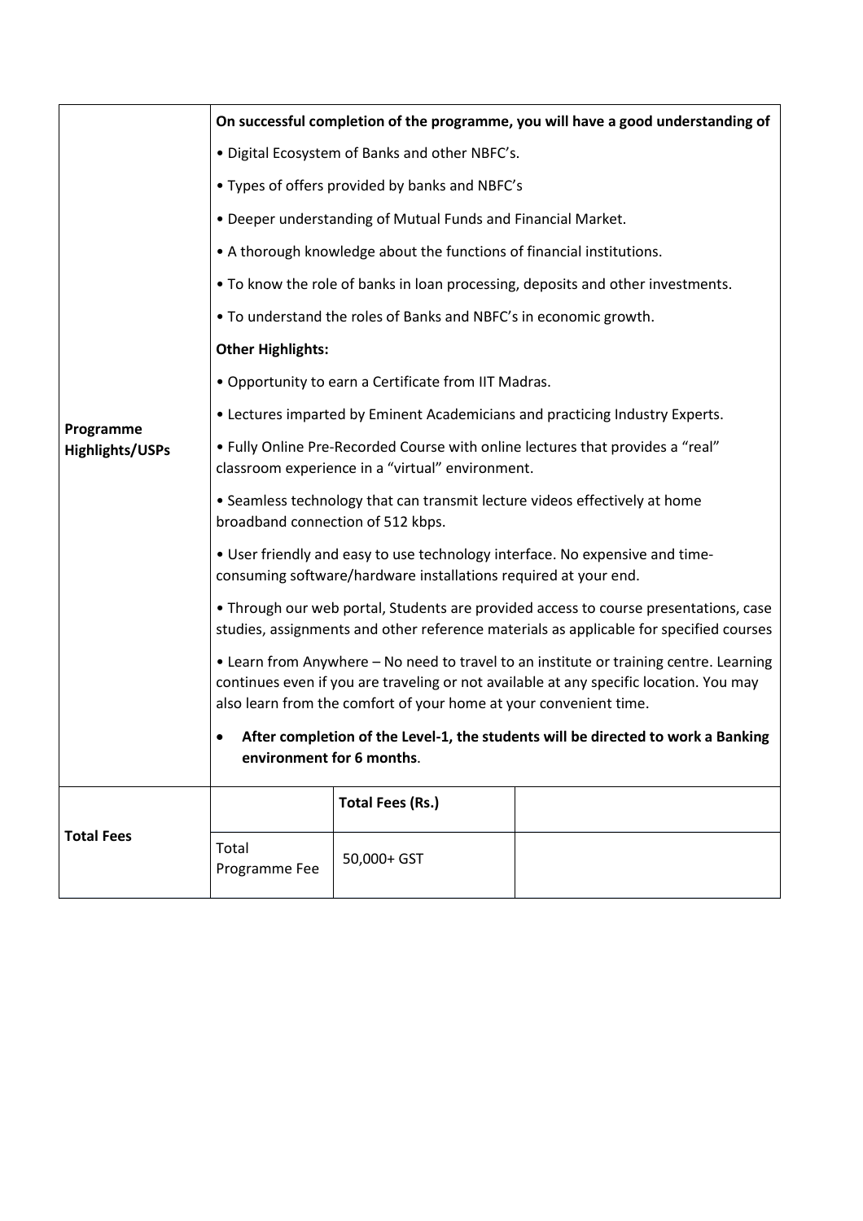| | | | |
|---|---|---|---|
| **Programme Highlights/USPs** | **On successful completion of the programme, you will have a good understanding of**<br>• Digital Ecosystem of Banks and other NBFC's.<br>• Types of offers provided by banks and NBFC's<br>• Deeper understanding of Mutual Funds and Financial Market.<br>• A thorough knowledge about the functions of financial institutions.<br>• To know the role of banks in loan processing, deposits and other investments.<br>• To understand the roles of Banks and NBFC's in economic growth.<br>**Other Highlights:**<br>• Opportunity to earn a Certificate from IIT Madras.<br>• Lectures imparted by Eminent Academicians and practicing Industry Experts.<br>• Fully Online Pre-Recorded Course with online lectures that provides a "real" classroom experience in a "virtual" environment.<br>• Seamless technology that can transmit lecture videos effectively at home broadband connection of 512 kbps.<br>• User friendly and easy to use technology interface. No expensive and time-consuming software/hardware installations required at your end.<br>• Through our web portal, Students are provided access to course presentations, case studies, assignments and other reference materials as applicable for specified courses<br>• Learn from Anywhere – No need to travel to an institute or training centre. Learning continues even if you are traveling or not available at any specific location. You may also learn from the comfort of your home at your convenient time.<br>• **After completion of the Level-1, the students will be directed to work a Banking environment for 6 months**. | | |
| **Total Fees** | | **Total Fees (Rs.)** | |
| | Total Programme Fee | 50,000+ GST | |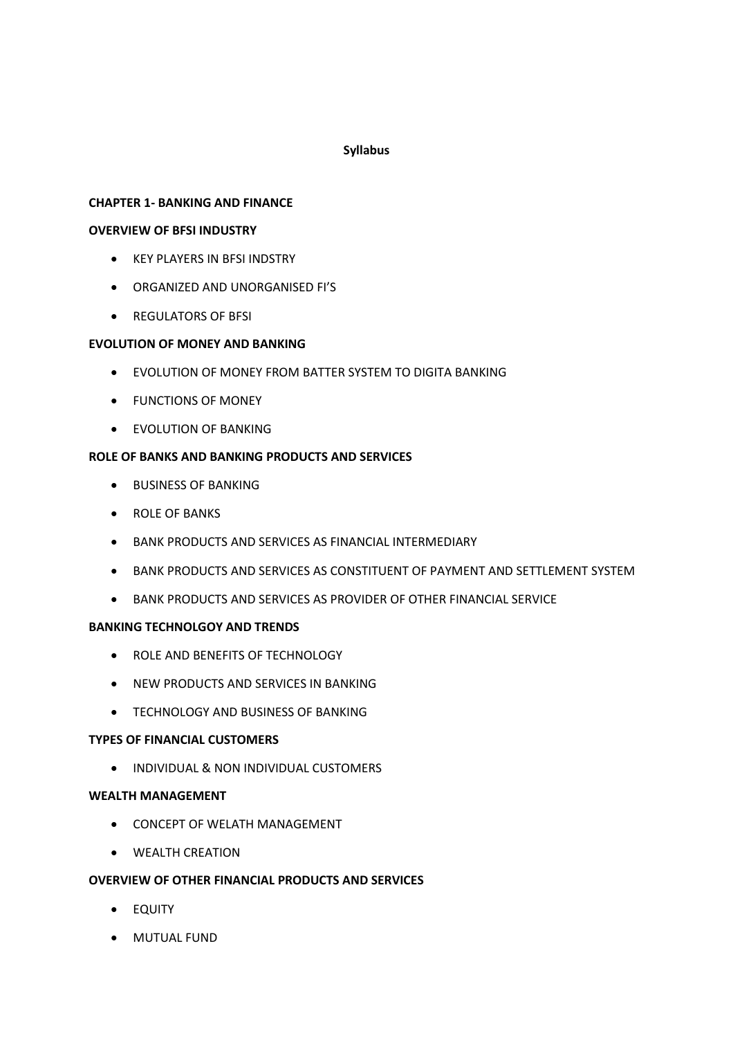# Syllabus

## CHAPTER 1- BANKING AND FINANCE

### OVERVIEW OF BFSI INDUSTRY

- KEY PLAYERS IN BFSI INDSTRY
- ORGANIZED AND UNORGANISED FI'S
- REGULATORS OF BFSI

### EVOLUTION OF MONEY AND BANKING

- EVOLUTION OF MONEY FROM BATTER SYSTEM TO DIGITA BANKING
- FUNCTIONS OF MONEY
- EVOLUTION OF BANKING

### ROLE OF BANKS AND BANKING PRODUCTS AND SERVICES

- BUSINESS OF BANKING
- ROLE OF BANKS
- BANK PRODUCTS AND SERVICES AS FINANCIAL INTERMEDIARY
- BANK PRODUCTS AND SERVICES AS CONSTITUENT OF PAYMENT AND SETTLEMENT SYSTEM
- BANK PRODUCTS AND SERVICES AS PROVIDER OF OTHER FINANCIAL SERVICE

### BANKING TECHNOLGOY AND TRENDS

- ROLE AND BENEFITS OF TECHNOLOGY
- NEW PRODUCTS AND SERVICES IN BANKING
- TECHNOLOGY AND BUSINESS OF BANKING

### TYPES OF FINANCIAL CUSTOMERS

- INDIVIDUAL & NON INDIVIDUAL CUSTOMERS

### WEALTH MANAGEMENT

- CONCEPT OF WELATH MANAGEMENT
- WEALTH CREATION

### OVERVIEW OF OTHER FINANCIAL PRODUCTS AND SERVICES

- EQUITY
- MUTUAL FUND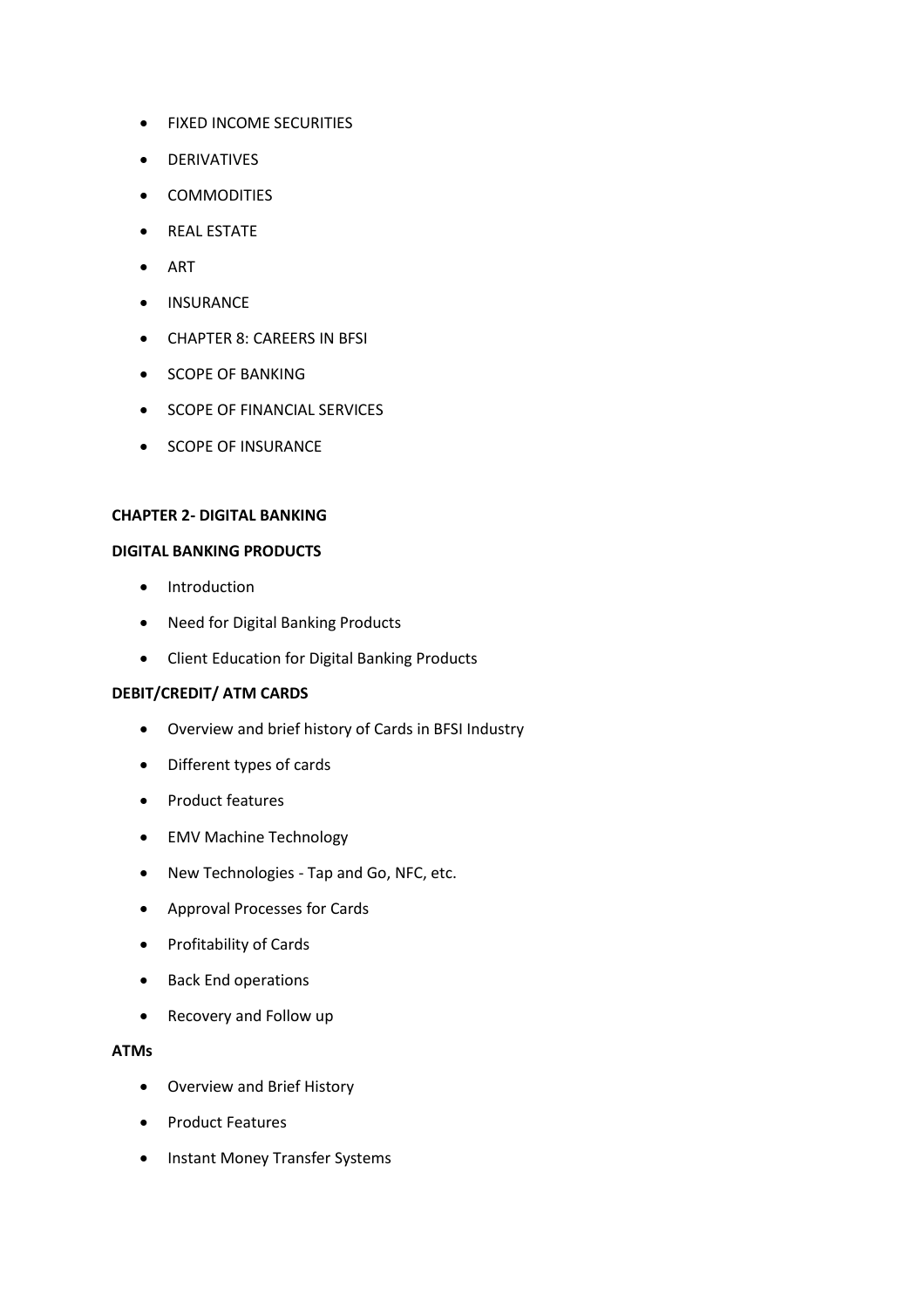- FIXED INCOME SECURITIES
- DERIVATIVES
- COMMODITIES
- REAL ESTATE
- ART
- INSURANCE
- CHAPTER 8: CAREERS IN BFSI
- SCOPE OF BANKING
- SCOPE OF FINANCIAL SERVICES
- SCOPE OF INSURANCE

**CHAPTER 2- DIGITAL BANKING**

**DIGITAL BANKING PRODUCTS**

- Introduction
- Need for Digital Banking Products
- Client Education for Digital Banking Products

**DEBIT/CREDIT/ ATM CARDS**

- Overview and brief history of Cards in BFSI Industry
- Different types of cards
- Product features
- EMV Machine Technology
- New Technologies - Tap and Go, NFC, etc.
- Approval Processes for Cards
- Profitability of Cards
- Back End operations
- Recovery and Follow up

**ATMs**

- Overview and Brief History
- Product Features
- Instant Money Transfer Systems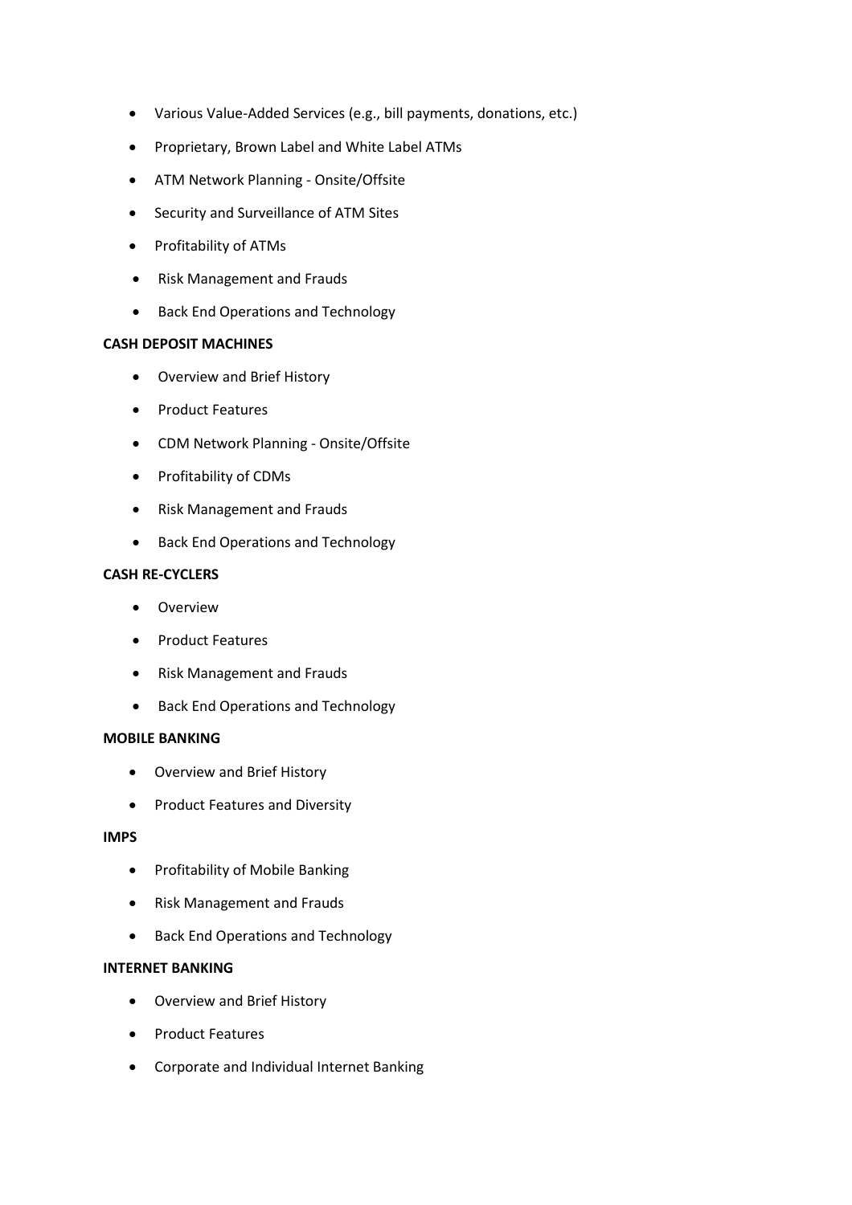- Various Value-Added Services (e.g., bill payments, donations, etc.)
- Proprietary, Brown Label and White Label ATMs
- ATM Network Planning - Onsite/Offsite
- Security and Surveillance of ATM Sites
- Profitability of ATMs
- Risk Management and Frauds
- Back End Operations and Technology

**CASH DEPOSIT MACHINES**

- Overview and Brief History
- Product Features
- CDM Network Planning - Onsite/Offsite
- Profitability of CDMs
- Risk Management and Frauds
- Back End Operations and Technology

**CASH RE-CYCLERS**

- Overview
- Product Features
- Risk Management and Frauds
- Back End Operations and Technology

**MOBILE BANKING**

- Overview and Brief History
- Product Features and Diversity

**IMPS**

- Profitability of Mobile Banking
- Risk Management and Frauds
- Back End Operations and Technology

**INTERNET BANKING**

- Overview and Brief History
- Product Features
- Corporate and Individual Internet Banking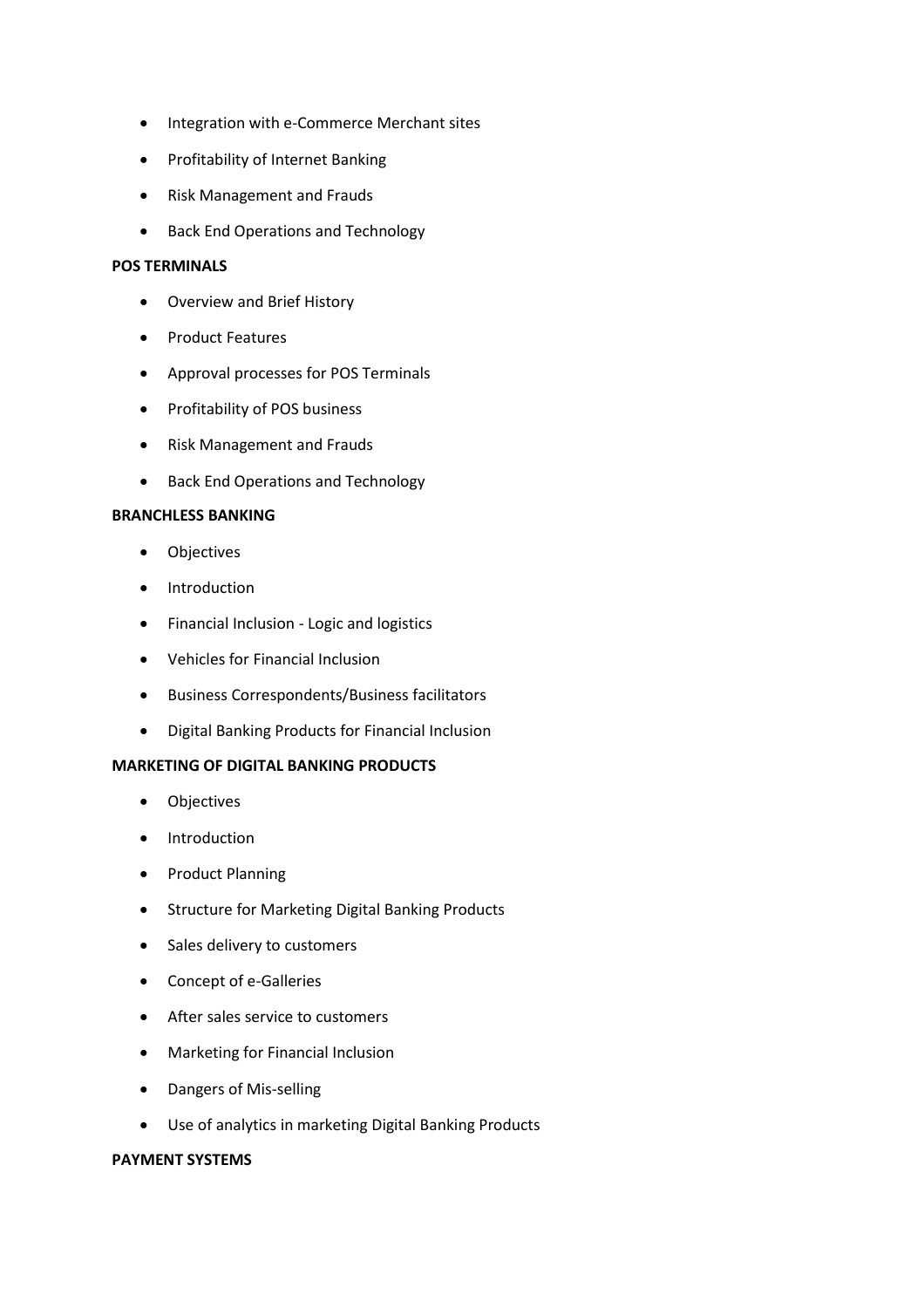- Integration with e-Commerce Merchant sites
- Profitability of Internet Banking
- Risk Management and Frauds
- Back End Operations and Technology

**POS TERMINALS**

- Overview and Brief History
- Product Features
- Approval processes for POS Terminals
- Profitability of POS business
- Risk Management and Frauds
- Back End Operations and Technology

**BRANCHLESS BANKING**

- Objectives
- Introduction
- Financial Inclusion - Logic and logistics
- Vehicles for Financial Inclusion
- Business Correspondents/Business facilitators
- Digital Banking Products for Financial Inclusion

**MARKETING OF DIGITAL BANKING PRODUCTS**

- Objectives
- Introduction
- Product Planning
- Structure for Marketing Digital Banking Products
- Sales delivery to customers
- Concept of e-Galleries
- After sales service to customers
- Marketing for Financial Inclusion
- Dangers of Mis-selling
- Use of analytics in marketing Digital Banking Products

**PAYMENT SYSTEMS**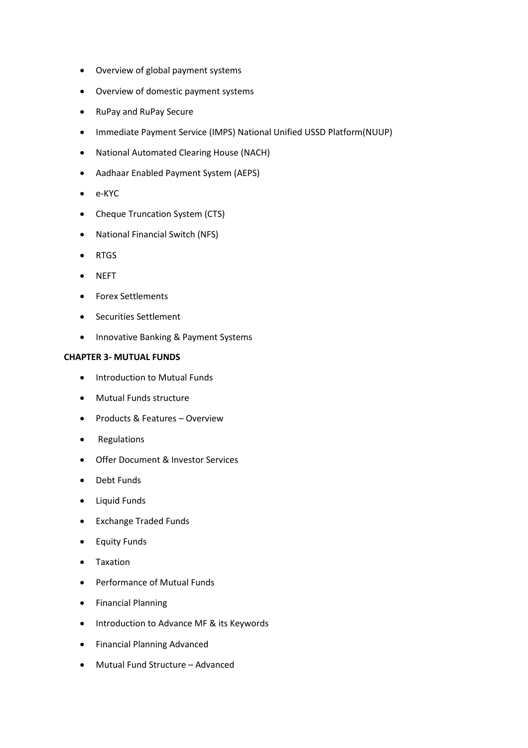- Overview of global payment systems
- Overview of domestic payment systems
- RuPay and RuPay Secure
- Immediate Payment Service (IMPS) National Unified USSD Platform(NUUP)
- National Automated Clearing House (NACH)
- Aadhaar Enabled Payment System (AEPS)
- e-KYC
- Cheque Truncation System (CTS)
- National Financial Switch (NFS)
- RTGS
- NEFT
- Forex Settlements
- Securities Settlement
- Innovative Banking & Payment Systems

**CHAPTER 3- MUTUAL FUNDS**

- Introduction to Mutual Funds
- Mutual Funds structure
- Products & Features – Overview
- Regulations
- Offer Document & Investor Services
- Debt Funds
- Liquid Funds
- Exchange Traded Funds
- Equity Funds
- Taxation
- Performance of Mutual Funds
- Financial Planning
- Introduction to Advance MF & its Keywords
- Financial Planning Advanced
- Mutual Fund Structure – Advanced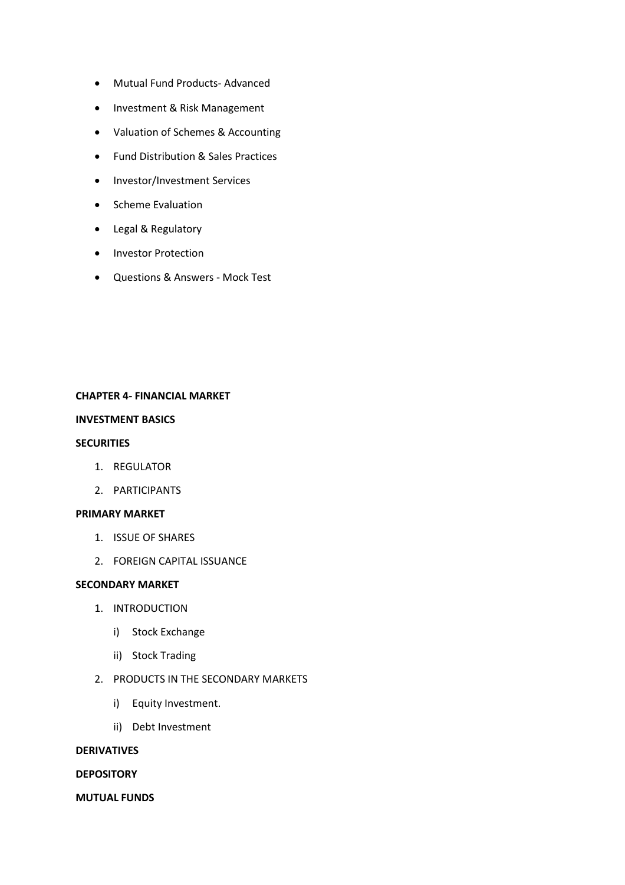- Mutual Fund Products- Advanced
- Investment & Risk Management
- Valuation of Schemes & Accounting
- Fund Distribution & Sales Practices
- Investor/Investment Services
- Scheme Evaluation
- Legal & Regulatory
- Investor Protection
- Questions & Answers - Mock Test

**CHAPTER 4- FINANCIAL MARKET**

**INVESTMENT BASICS**

**SECURITIES**

1. REGULATOR
2. PARTICIPANTS

**PRIMARY MARKET**

1. ISSUE OF SHARES
2. FOREIGN CAPITAL ISSUANCE

**SECONDARY MARKET**

1. INTRODUCTION
   i) Stock Exchange
   ii) Stock Trading
2. PRODUCTS IN THE SECONDARY MARKETS
   i) Equity Investment.
   ii) Debt Investment

**DERIVATIVES**

**DEPOSITORY**

**MUTUAL FUNDS**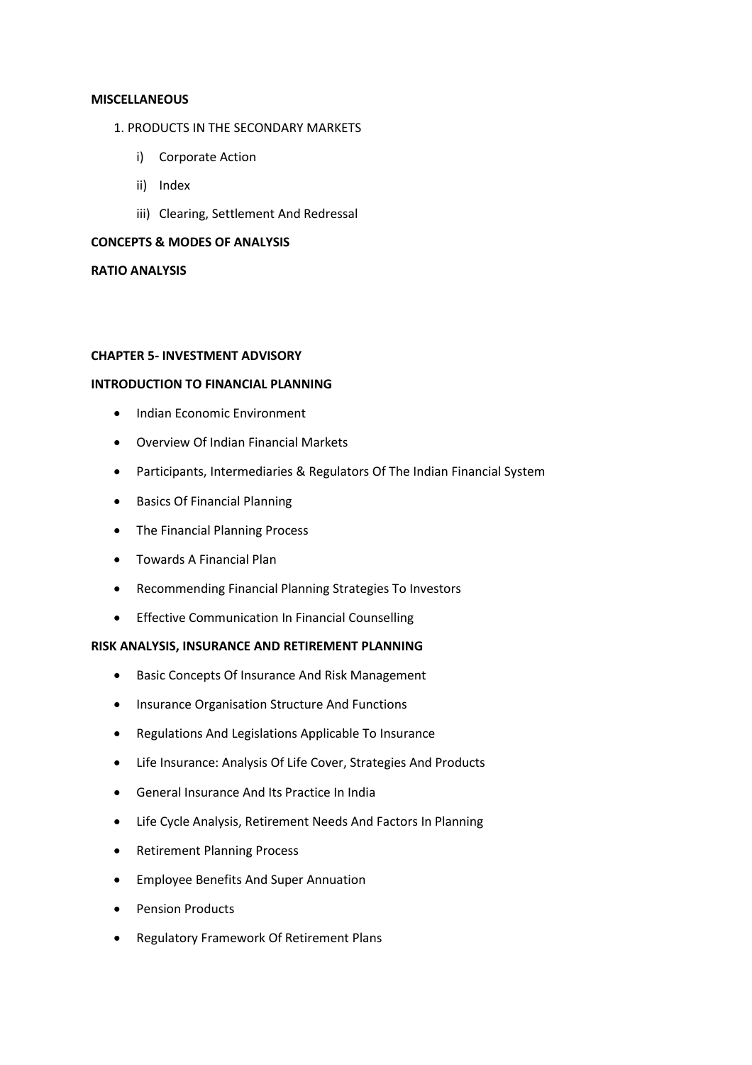**MISCELLANEOUS**

1. PRODUCTS IN THE SECONDARY MARKETS
    - i) Corporate Action
    - ii) Index
    - iii) Clearing, Settlement And Redressal

**CONCEPTS & MODES OF ANALYSIS**

**RATIO ANALYSIS**

**CHAPTER 5- INVESTMENT ADVISORY**

**INTRODUCTION TO FINANCIAL PLANNING**

- Indian Economic Environment
- Overview Of Indian Financial Markets
- Participants, Intermediaries & Regulators Of The Indian Financial System
- Basics Of Financial Planning
- The Financial Planning Process
- Towards A Financial Plan
- Recommending Financial Planning Strategies To Investors
- Effective Communication In Financial Counselling

**RISK ANALYSIS, INSURANCE AND RETIREMENT PLANNING**

- Basic Concepts Of Insurance And Risk Management
- Insurance Organisation Structure And Functions
- Regulations And Legislations Applicable To Insurance
- Life Insurance: Analysis Of Life Cover, Strategies And Products
- General Insurance And Its Practice In India
- Life Cycle Analysis, Retirement Needs And Factors In Planning
- Retirement Planning Process
- Employee Benefits And Super Annuation
- Pension Products
- Regulatory Framework Of Retirement Plans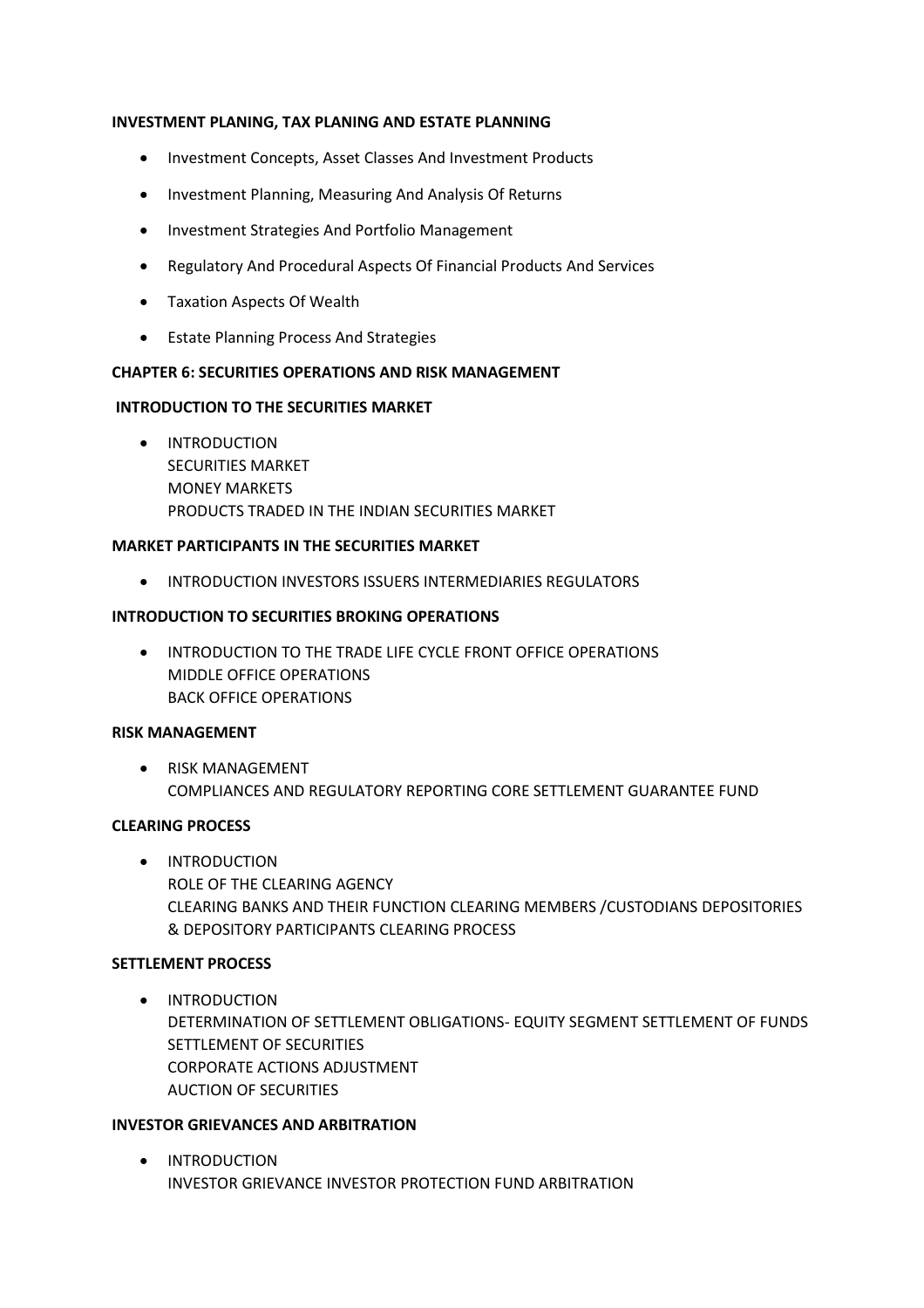**INVESTMENT PLANING, TAX PLANING AND ESTATE PLANNING**

- Investment Concepts, Asset Classes And Investment Products
- Investment Planning, Measuring And Analysis Of Returns
- Investment Strategies And Portfolio Management
- Regulatory And Procedural Aspects Of Financial Products And Services
- Taxation Aspects Of Wealth
- Estate Planning Process And Strategies

**CHAPTER 6: SECURITIES OPERATIONS AND RISK MANAGEMENT**

**INTRODUCTION TO THE SECURITIES MARKET**

- INTRODUCTION
  SECURITIES MARKET
  MONEY MARKETS
  PRODUCTS TRADED IN THE INDIAN SECURITIES MARKET

**MARKET PARTICIPANTS IN THE SECURITIES MARKET**

- INTRODUCTION INVESTORS ISSUERS INTERMEDIARIES REGULATORS

**INTRODUCTION TO SECURITIES BROKING OPERATIONS**

- INTRODUCTION TO THE TRADE LIFE CYCLE FRONT OFFICE OPERATIONS
  MIDDLE OFFICE OPERATIONS
  BACK OFFICE OPERATIONS

**RISK MANAGEMENT**

- RISK MANAGEMENT
  COMPLIANCES AND REGULATORY REPORTING CORE SETTLEMENT GUARANTEE FUND

**CLEARING PROCESS**

- INTRODUCTION
  ROLE OF THE CLEARING AGENCY
  CLEARING BANKS AND THEIR FUNCTION CLEARING MEMBERS /CUSTODIANS DEPOSITORIES & DEPOSITORY PARTICIPANTS CLEARING PROCESS

**SETTLEMENT PROCESS**

- INTRODUCTION
  DETERMINATION OF SETTLEMENT OBLIGATIONS- EQUITY SEGMENT SETTLEMENT OF FUNDS
  SETTLEMENT OF SECURITIES
  CORPORATE ACTIONS ADJUSTMENT
  AUCTION OF SECURITIES

**INVESTOR GRIEVANCES AND ARBITRATION**

- INTRODUCTION
  INVESTOR GRIEVANCE INVESTOR PROTECTION FUND ARBITRATION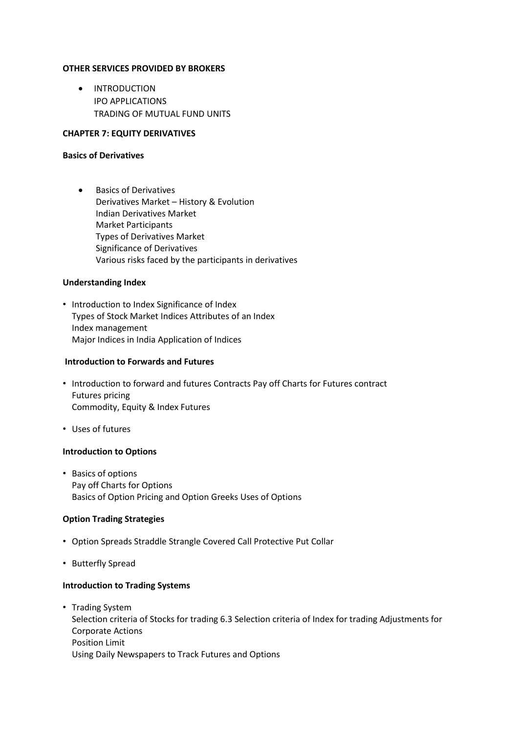**OTHER SERVICES PROVIDED BY BROKERS**

- INTRODUCTION
  IPO APPLICATIONS
  TRADING OF MUTUAL FUND UNITS

**CHAPTER 7: EQUITY DERIVATIVES**

**Basics of Derivatives**

- Basics of Derivatives
  Derivatives Market – History & Evolution
  Indian Derivatives Market
  Market Participants
  Types of Derivatives Market
  Significance of Derivatives
  Various risks faced by the participants in derivatives

**Understanding Index**

- Introduction to Index Significance of Index
  Types of Stock Market Indices Attributes of an Index
  Index management
  Major Indices in India Application of Indices

**Introduction to Forwards and Futures**

- Introduction to forward and futures Contracts Pay off Charts for Futures contract
  Futures pricing
  Commodity, Equity & Index Futures
- Uses of futures

**Introduction to Options**

- Basics of options
  Pay off Charts for Options
  Basics of Option Pricing and Option Greeks Uses of Options

**Option Trading Strategies**

- Option Spreads Straddle Strangle Covered Call Protective Put Collar
- Butterfly Spread

**Introduction to Trading Systems**

- Trading System
  Selection criteria of Stocks for trading 6.3 Selection criteria of Index for trading Adjustments for Corporate Actions
  Position Limit
  Using Daily Newspapers to Track Futures and Options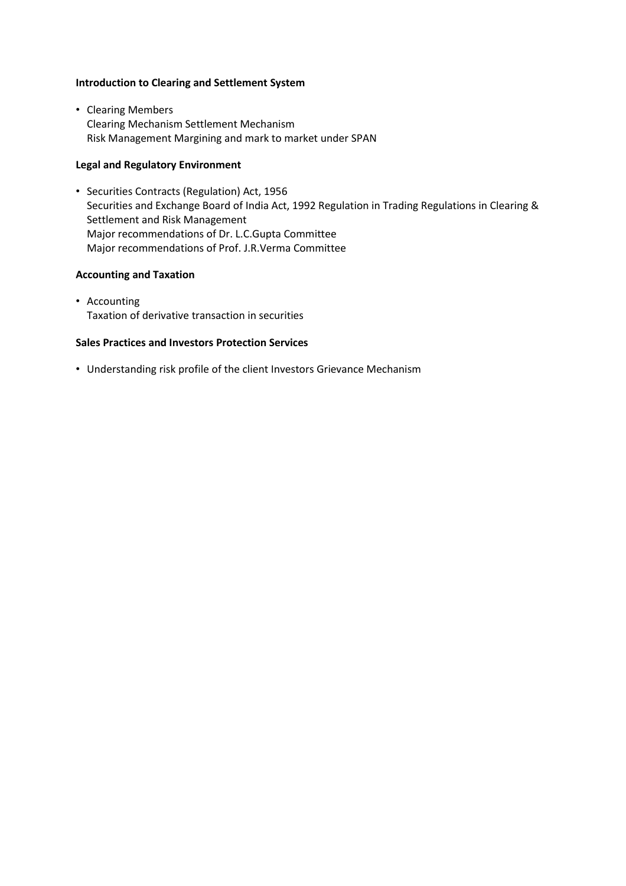**Introduction to Clearing and Settlement System**

- Clearing Members
  Clearing Mechanism Settlement Mechanism
  Risk Management Margining and mark to market under SPAN

**Legal and Regulatory Environment**

- Securities Contracts (Regulation) Act, 1956
  Securities and Exchange Board of India Act, 1992 Regulation in Trading Regulations in Clearing & Settlement and Risk Management
  Major recommendations of Dr. L.C.Gupta Committee
  Major recommendations of Prof. J.R.Verma Committee

**Accounting and Taxation**

- Accounting
  Taxation of derivative transaction in securities

**Sales Practices and Investors Protection Services**

- Understanding risk profile of the client Investors Grievance Mechanism